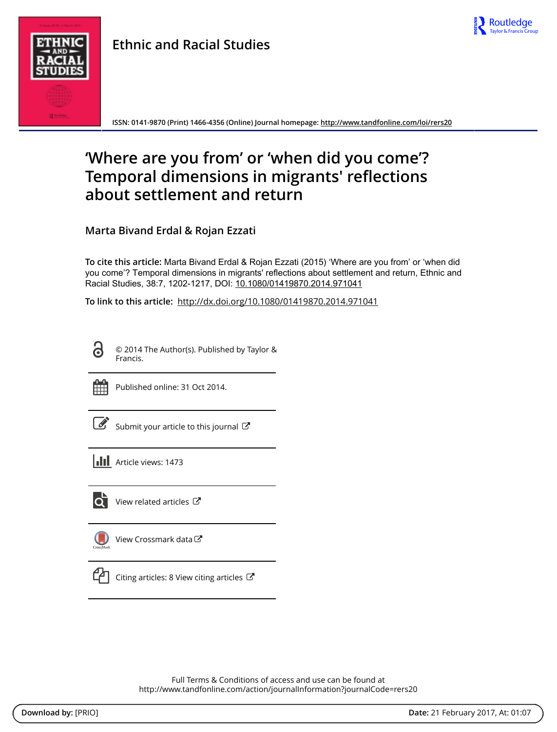# Ethnic and Racial Studies

ISSN: 0141-9870 (Print) 1466-4356 (Online) Journal homepage: http://www.tandfonline.com/loi/rers20

# 'Where are you from' or 'when did you come'? Temporal dimensions in migrants' reflections about settlement and return

## Marta Bivand Erdal & Rojan Ezzati

**To cite this article:** Marta Bivand Erdal & Rojan Ezzati (2015) 'Where are you from' or 'when did you come'? Temporal dimensions in migrants' reflections about settlement and return, Ethnic and Racial Studies, 38:7, 1202-1217, DOI: 10.1080/01419870.2014.971041

**To link to this article:** http://dx.doi.org/10.1080/01419870.2014.971041

© 2014 The Author(s). Published by Taylor & Francis.

Published online: 31 Oct 2014.

Submit your article to this journal

Article views: 1473

View related articles

View Crossmark data

Citing articles: 8 View citing articles

Full Terms & Conditions of access and use can be found at
http://www.tandfonline.com/action/journalInformation?journalCode=rers20

**Download by:** [PRIO] **Date:** 21 February 2017, At: 01:07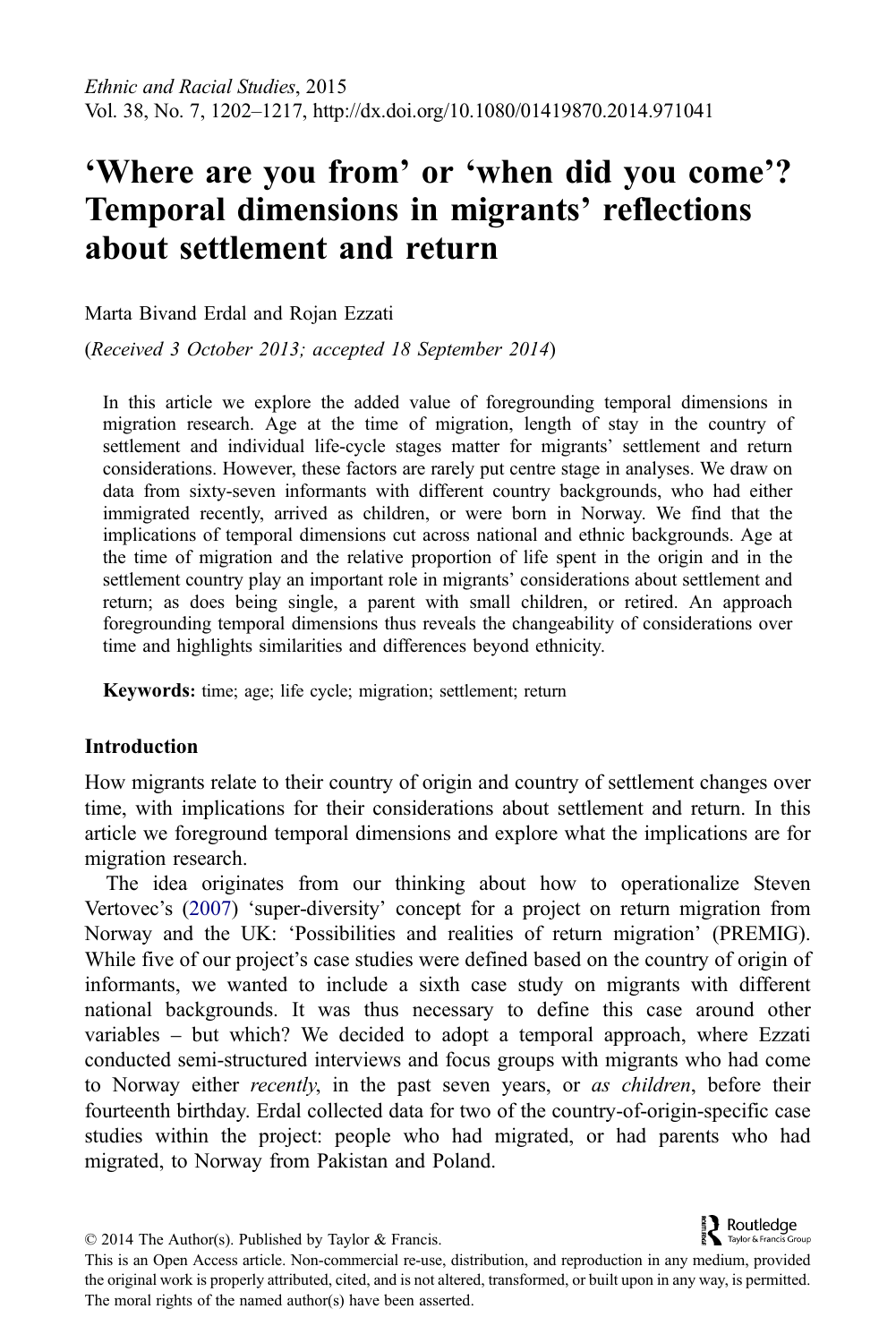# 'Where are you from' or 'when did you come'? Temporal dimensions in migrants' reflections about settlement and return

Marta Bivand Erdal and Rojan Ezzati

(*Received 3 October 2013; accepted 18 September 2014*)

In this article we explore the added value of foregrounding temporal dimensions in migration research. Age at the time of migration, length of stay in the country of settlement and individual life-cycle stages matter for migrants' settlement and return considerations. However, these factors are rarely put centre stage in analyses. We draw on data from sixty-seven informants with different country backgrounds, who had either immigrated recently, arrived as children, or were born in Norway. We find that the implications of temporal dimensions cut across national and ethnic backgrounds. Age at the time of migration and the relative proportion of life spent in the origin and in the settlement country play an important role in migrants' considerations about settlement and return; as does being single, a parent with small children, or retired. An approach foregrounding temporal dimensions thus reveals the changeability of considerations over time and highlights similarities and differences beyond ethnicity.

**Keywords:** time; age; life cycle; migration; settlement; return

## Introduction

How migrants relate to their country of origin and country of settlement changes over time, with implications for their considerations about settlement and return. In this article we foreground temporal dimensions and explore what the implications are for migration research.

The idea originates from our thinking about how to operationalize Steven Vertovec's (2007) 'super-diversity' concept for a project on return migration from Norway and the UK: 'Possibilities and realities of return migration' (PREMIG). While five of our project's case studies were defined based on the country of origin of informants, we wanted to include a sixth case study on migrants with different national backgrounds. It was thus necessary to define this case around other variables – but which? We decided to adopt a temporal approach, where Ezzati conducted semi-structured interviews and focus groups with migrants who had come to Norway either *recently*, in the past seven years, or *as children*, before their fourteenth birthday. Erdal collected data for two of the country-of-origin-specific case studies within the project: people who had migrated, or had parents who had migrated, to Norway from Pakistan and Poland.

© 2014 The Author(s). Published by Taylor & Francis.
This is an Open Access article. Non-commercial re-use, distribution, and reproduction in any medium, provided the original work is properly attributed, cited, and is not altered, transformed, or built upon in any way, is permitted. The moral rights of the named author(s) have been asserted.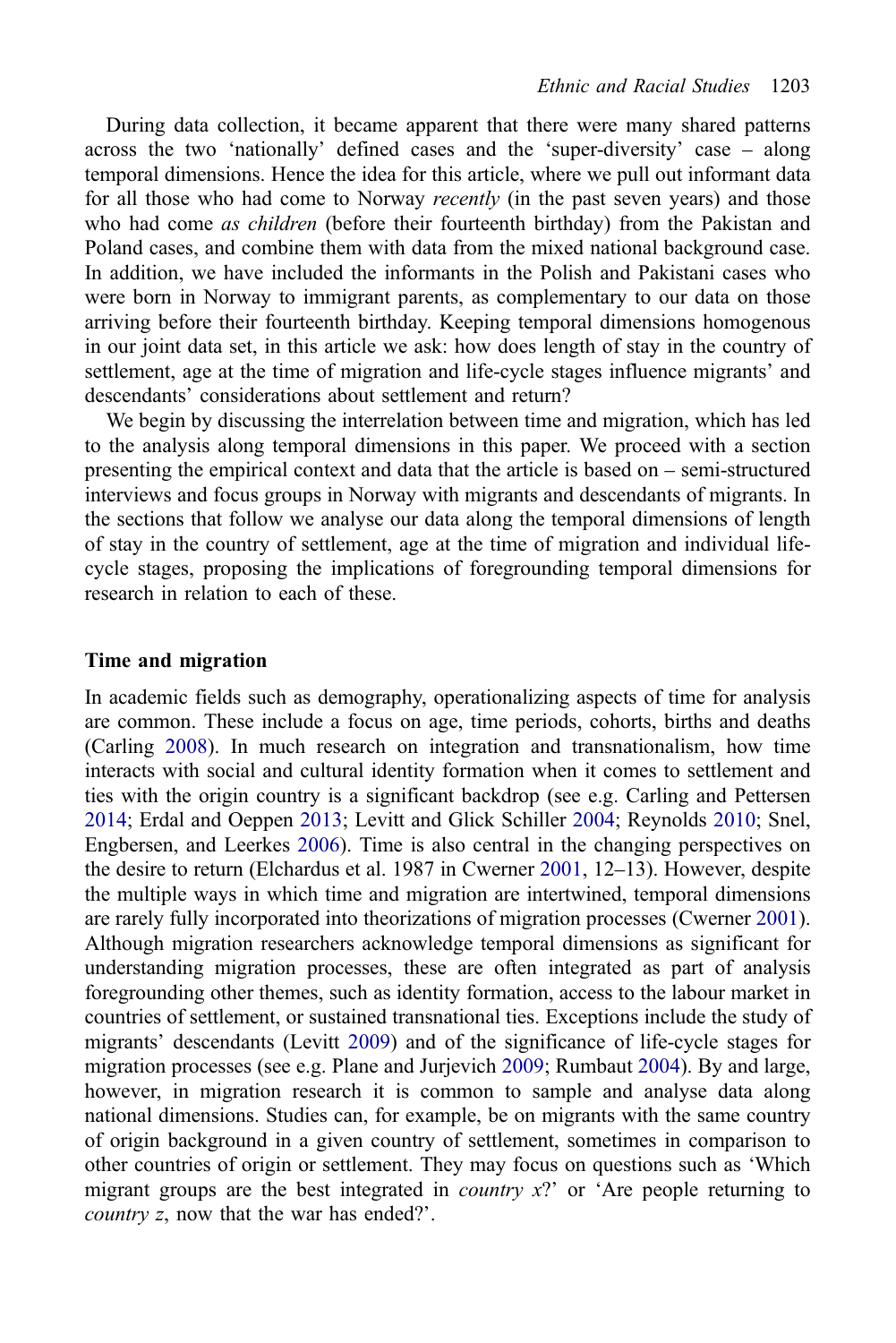During data collection, it became apparent that there were many shared patterns across the two 'nationally' defined cases and the 'super-diversity' case – along temporal dimensions. Hence the idea for this article, where we pull out informant data for all those who had come to Norway *recently* (in the past seven years) and those who had come *as children* (before their fourteenth birthday) from the Pakistan and Poland cases, and combine them with data from the mixed national background case. In addition, we have included the informants in the Polish and Pakistani cases who were born in Norway to immigrant parents, as complementary to our data on those arriving before their fourteenth birthday. Keeping temporal dimensions homogenous in our joint data set, in this article we ask: how does length of stay in the country of settlement, age at the time of migration and life-cycle stages influence migrants' and descendants' considerations about settlement and return?

We begin by discussing the interrelation between time and migration, which has led to the analysis along temporal dimensions in this paper. We proceed with a section presenting the empirical context and data that the article is based on – semi-structured interviews and focus groups in Norway with migrants and descendants of migrants. In the sections that follow we analyse our data along the temporal dimensions of length of stay in the country of settlement, age at the time of migration and individual life-cycle stages, proposing the implications of foregrounding temporal dimensions for research in relation to each of these.

## Time and migration

In academic fields such as demography, operationalizing aspects of time for analysis are common. These include a focus on age, time periods, cohorts, births and deaths (Carling 2008). In much research on integration and transnationalism, how time interacts with social and cultural identity formation when it comes to settlement and ties with the origin country is a significant backdrop (see e.g. Carling and Pettersen 2014; Erdal and Oeppen 2013; Levitt and Glick Schiller 2004; Reynolds 2010; Snel, Engbersen, and Leerkes 2006). Time is also central in the changing perspectives on the desire to return (Elchardus et al. 1987 in Cwerner 2001, 12–13). However, despite the multiple ways in which time and migration are intertwined, temporal dimensions are rarely fully incorporated into theorizations of migration processes (Cwerner 2001). Although migration researchers acknowledge temporal dimensions as significant for understanding migration processes, these are often integrated as part of analysis foregrounding other themes, such as identity formation, access to the labour market in countries of settlement, or sustained transnational ties. Exceptions include the study of migrants' descendants (Levitt 2009) and of the significance of life-cycle stages for migration processes (see e.g. Plane and Jurjevich 2009; Rumbaut 2004). By and large, however, in migration research it is common to sample and analyse data along national dimensions. Studies can, for example, be on migrants with the same country of origin background in a given country of settlement, sometimes in comparison to other countries of origin or settlement. They may focus on questions such as 'Which migrant groups are the best integrated in *country x*?' or 'Are people returning to *country z*, now that the war has ended?'.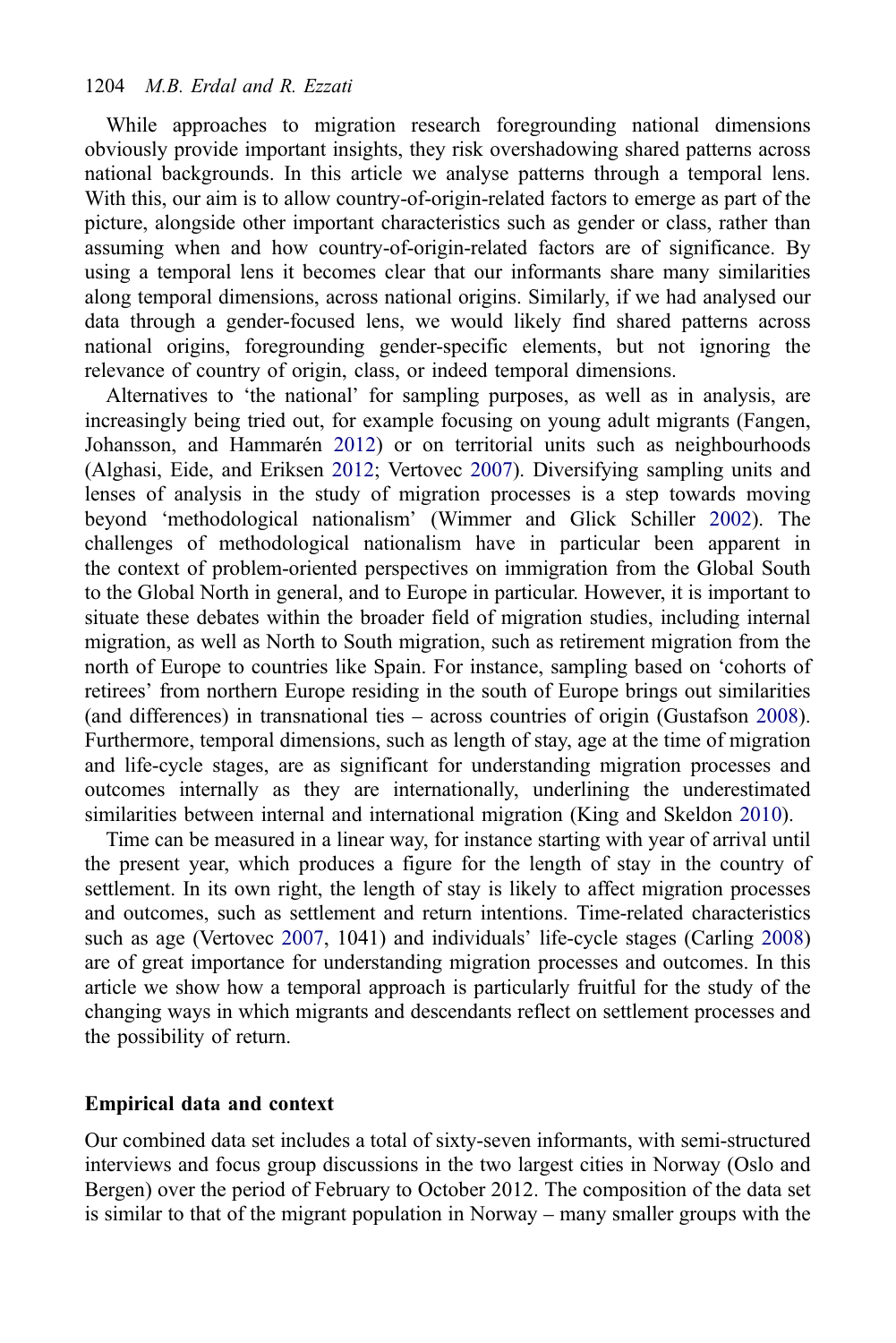While approaches to migration research foregrounding national dimensions obviously provide important insights, they risk overshadowing shared patterns across national backgrounds. In this article we analyse patterns through a temporal lens. With this, our aim is to allow country-of-origin-related factors to emerge as part of the picture, alongside other important characteristics such as gender or class, rather than assuming when and how country-of-origin-related factors are of significance. By using a temporal lens it becomes clear that our informants share many similarities along temporal dimensions, across national origins. Similarly, if we had analysed our data through a gender-focused lens, we would likely find shared patterns across national origins, foregrounding gender-specific elements, but not ignoring the relevance of country of origin, class, or indeed temporal dimensions.

Alternatives to 'the national' for sampling purposes, as well as in analysis, are increasingly being tried out, for example focusing on young adult migrants (Fangen, Johansson, and Hammarén 2012) or on territorial units such as neighbourhoods (Alghasi, Eide, and Eriksen 2012; Vertovec 2007). Diversifying sampling units and lenses of analysis in the study of migration processes is a step towards moving beyond 'methodological nationalism' (Wimmer and Glick Schiller 2002). The challenges of methodological nationalism have in particular been apparent in the context of problem-oriented perspectives on immigration from the Global South to the Global North in general, and to Europe in particular. However, it is important to situate these debates within the broader field of migration studies, including internal migration, as well as North to South migration, such as retirement migration from the north of Europe to countries like Spain. For instance, sampling based on 'cohorts of retirees' from northern Europe residing in the south of Europe brings out similarities (and differences) in transnational ties – across countries of origin (Gustafson 2008). Furthermore, temporal dimensions, such as length of stay, age at the time of migration and life-cycle stages, are as significant for understanding migration processes and outcomes internally as they are internationally, underlining the underestimated similarities between internal and international migration (King and Skeldon 2010).

Time can be measured in a linear way, for instance starting with year of arrival until the present year, which produces a figure for the length of stay in the country of settlement. In its own right, the length of stay is likely to affect migration processes and outcomes, such as settlement and return intentions. Time-related characteristics such as age (Vertovec 2007, 1041) and individuals' life-cycle stages (Carling 2008) are of great importance for understanding migration processes and outcomes. In this article we show how a temporal approach is particularly fruitful for the study of the changing ways in which migrants and descendants reflect on settlement processes and the possibility of return.

## Empirical data and context

Our combined data set includes a total of sixty-seven informants, with semi-structured interviews and focus group discussions in the two largest cities in Norway (Oslo and Bergen) over the period of February to October 2012. The composition of the data set is similar to that of the migrant population in Norway – many smaller groups with the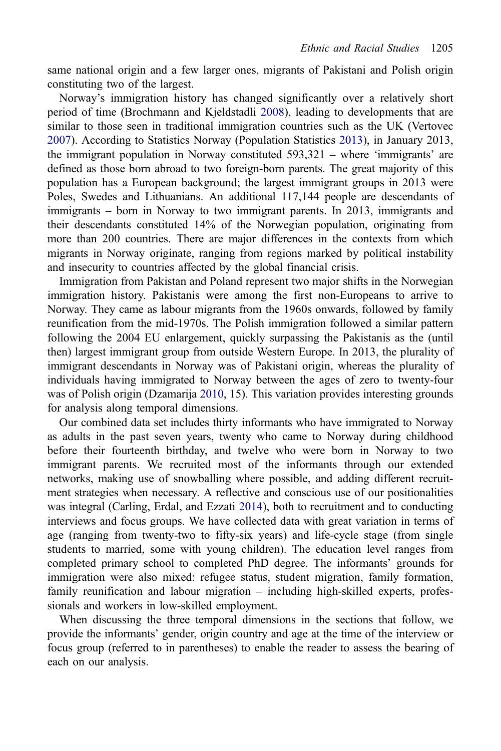same national origin and a few larger ones, migrants of Pakistani and Polish origin constituting two of the largest.

Norway's immigration history has changed significantly over a relatively short period of time (Brochmann and Kjeldstadli 2008), leading to developments that are similar to those seen in traditional immigration countries such as the UK (Vertovec 2007). According to Statistics Norway (Population Statistics 2013), in January 2013, the immigrant population in Norway constituted 593,321 – where 'immigrants' are defined as those born abroad to two foreign-born parents. The great majority of this population has a European background; the largest immigrant groups in 2013 were Poles, Swedes and Lithuanians. An additional 117,144 people are descendants of immigrants – born in Norway to two immigrant parents. In 2013, immigrants and their descendants constituted 14% of the Norwegian population, originating from more than 200 countries. There are major differences in the contexts from which migrants in Norway originate, ranging from regions marked by political instability and insecurity to countries affected by the global financial crisis.

Immigration from Pakistan and Poland represent two major shifts in the Norwegian immigration history. Pakistanis were among the first non-Europeans to arrive to Norway. They came as labour migrants from the 1960s onwards, followed by family reunification from the mid-1970s. The Polish immigration followed a similar pattern following the 2004 EU enlargement, quickly surpassing the Pakistanis as the (until then) largest immigrant group from outside Western Europe. In 2013, the plurality of immigrant descendants in Norway was of Pakistani origin, whereas the plurality of individuals having immigrated to Norway between the ages of zero to twenty-four was of Polish origin (Dzamarija 2010, 15). This variation provides interesting grounds for analysis along temporal dimensions.

Our combined data set includes thirty informants who have immigrated to Norway as adults in the past seven years, twenty who came to Norway during childhood before their fourteenth birthday, and twelve who were born in Norway to two immigrant parents. We recruited most of the informants through our extended networks, making use of snowballing where possible, and adding different recruitment strategies when necessary. A reflective and conscious use of our positionalities was integral (Carling, Erdal, and Ezzati 2014), both to recruitment and to conducting interviews and focus groups. We have collected data with great variation in terms of age (ranging from twenty-two to fifty-six years) and life-cycle stage (from single students to married, some with young children). The education level ranges from completed primary school to completed PhD degree. The informants' grounds for immigration were also mixed: refugee status, student migration, family formation, family reunification and labour migration – including high-skilled experts, professionals and workers in low-skilled employment.

When discussing the three temporal dimensions in the sections that follow, we provide the informants' gender, origin country and age at the time of the interview or focus group (referred to in parentheses) to enable the reader to assess the bearing of each on our analysis.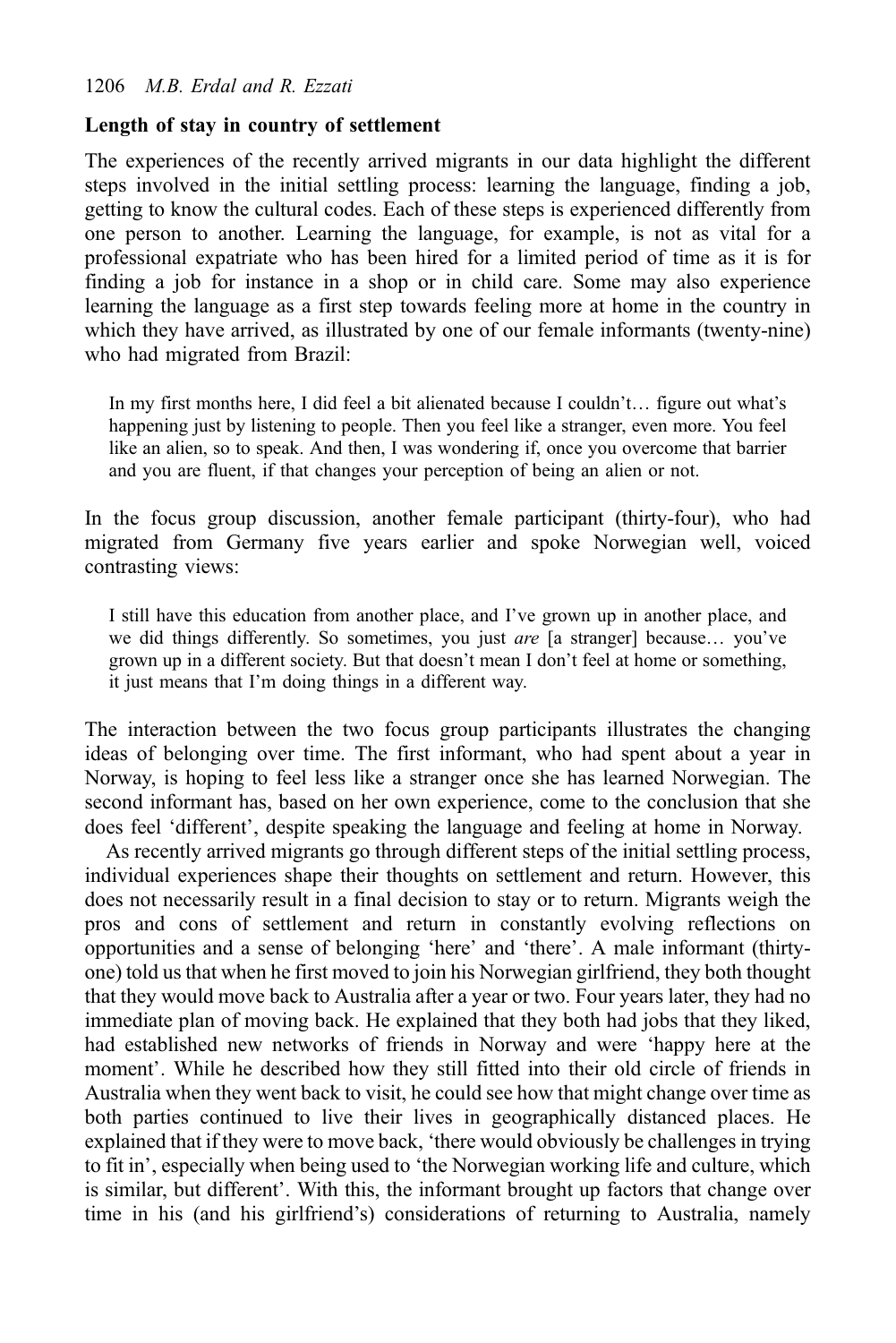### Length of stay in country of settlement

The experiences of the recently arrived migrants in our data highlight the different steps involved in the initial settling process: learning the language, finding a job, getting to know the cultural codes. Each of these steps is experienced differently from one person to another. Learning the language, for example, is not as vital for a professional expatriate who has been hired for a limited period of time as it is for finding a job for instance in a shop or in child care. Some may also experience learning the language as a first step towards feeling more at home in the country in which they have arrived, as illustrated by one of our female informants (twenty-nine) who had migrated from Brazil:

> In my first months here, I did feel a bit alienated because I couldn't… figure out what's happening just by listening to people. Then you feel like a stranger, even more. You feel like an alien, so to speak. And then, I was wondering if, once you overcome that barrier and you are fluent, if that changes your perception of being an alien or not.

In the focus group discussion, another female participant (thirty-four), who had migrated from Germany five years earlier and spoke Norwegian well, voiced contrasting views:

> I still have this education from another place, and I've grown up in another place, and we did things differently. So sometimes, you just *are* [a stranger] because… you've grown up in a different society. But that doesn't mean I don't feel at home or something, it just means that I'm doing things in a different way.

The interaction between the two focus group participants illustrates the changing ideas of belonging over time. The first informant, who had spent about a year in Norway, is hoping to feel less like a stranger once she has learned Norwegian. The second informant has, based on her own experience, come to the conclusion that she does feel 'different', despite speaking the language and feeling at home in Norway.

As recently arrived migrants go through different steps of the initial settling process, individual experiences shape their thoughts on settlement and return. However, this does not necessarily result in a final decision to stay or to return. Migrants weigh the pros and cons of settlement and return in constantly evolving reflections on opportunities and a sense of belonging 'here' and 'there'. A male informant (thirty-one) told us that when he first moved to join his Norwegian girlfriend, they both thought that they would move back to Australia after a year or two. Four years later, they had no immediate plan of moving back. He explained that they both had jobs that they liked, had established new networks of friends in Norway and were 'happy here at the moment'. While he described how they still fitted into their old circle of friends in Australia when they went back to visit, he could see how that might change over time as both parties continued to live their lives in geographically distanced places. He explained that if they were to move back, 'there would obviously be challenges in trying to fit in', especially when being used to 'the Norwegian working life and culture, which is similar, but different'. With this, the informant brought up factors that change over time in his (and his girlfriend's) considerations of returning to Australia, namely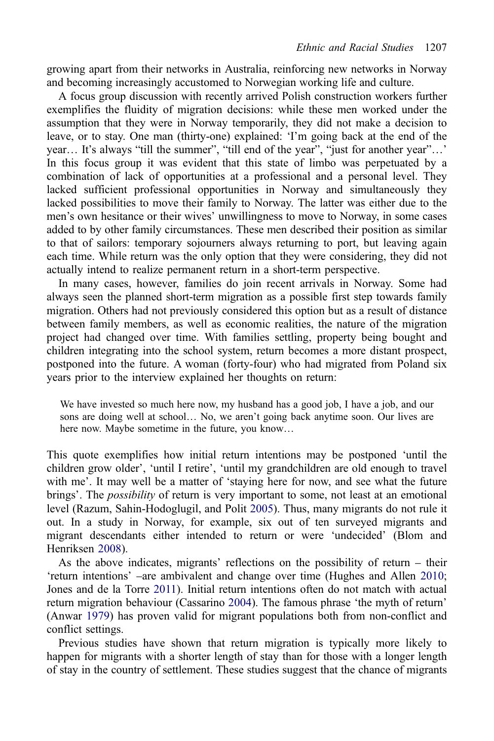growing apart from their networks in Australia, reinforcing new networks in Norway and becoming increasingly accustomed to Norwegian working life and culture.

A focus group discussion with recently arrived Polish construction workers further exemplifies the fluidity of migration decisions: while these men worked under the assumption that they were in Norway temporarily, they did not make a decision to leave, or to stay. One man (thirty-one) explained: 'I'm going back at the end of the year… It's always "till the summer", "till end of the year", "just for another year"…' In this focus group it was evident that this state of limbo was perpetuated by a combination of lack of opportunities at a professional and a personal level. They lacked sufficient professional opportunities in Norway and simultaneously they lacked possibilities to move their family to Norway. The latter was either due to the men's own hesitance or their wives' unwillingness to move to Norway, in some cases added to by other family circumstances. These men described their position as similar to that of sailors: temporary sojourners always returning to port, but leaving again each time. While return was the only option that they were considering, they did not actually intend to realize permanent return in a short-term perspective.

In many cases, however, families do join recent arrivals in Norway. Some had always seen the planned short-term migration as a possible first step towards family migration. Others had not previously considered this option but as a result of distance between family members, as well as economic realities, the nature of the migration project had changed over time. With families settling, property being bought and children integrating into the school system, return becomes a more distant prospect, postponed into the future. A woman (forty-four) who had migrated from Poland six years prior to the interview explained her thoughts on return:

> We have invested so much here now, my husband has a good job, I have a job, and our sons are doing well at school… No, we aren't going back anytime soon. Our lives are here now. Maybe sometime in the future, you know…

This quote exemplifies how initial return intentions may be postponed 'until the children grow older', 'until I retire', 'until my grandchildren are old enough to travel with me'. It may well be a matter of 'staying here for now, and see what the future brings'. The *possibility* of return is very important to some, not least at an emotional level (Razum, Sahin-Hodoglugil, and Polit 2005). Thus, many migrants do not rule it out. In a study in Norway, for example, six out of ten surveyed migrants and migrant descendants either intended to return or were 'undecided' (Blom and Henriksen 2008).

As the above indicates, migrants' reflections on the possibility of return – their 'return intentions' –are ambivalent and change over time (Hughes and Allen 2010; Jones and de la Torre 2011). Initial return intentions often do not match with actual return migration behaviour (Cassarino 2004). The famous phrase 'the myth of return' (Anwar 1979) has proven valid for migrant populations both from non-conflict and conflict settings.

Previous studies have shown that return migration is typically more likely to happen for migrants with a shorter length of stay than for those with a longer length of stay in the country of settlement. These studies suggest that the chance of migrants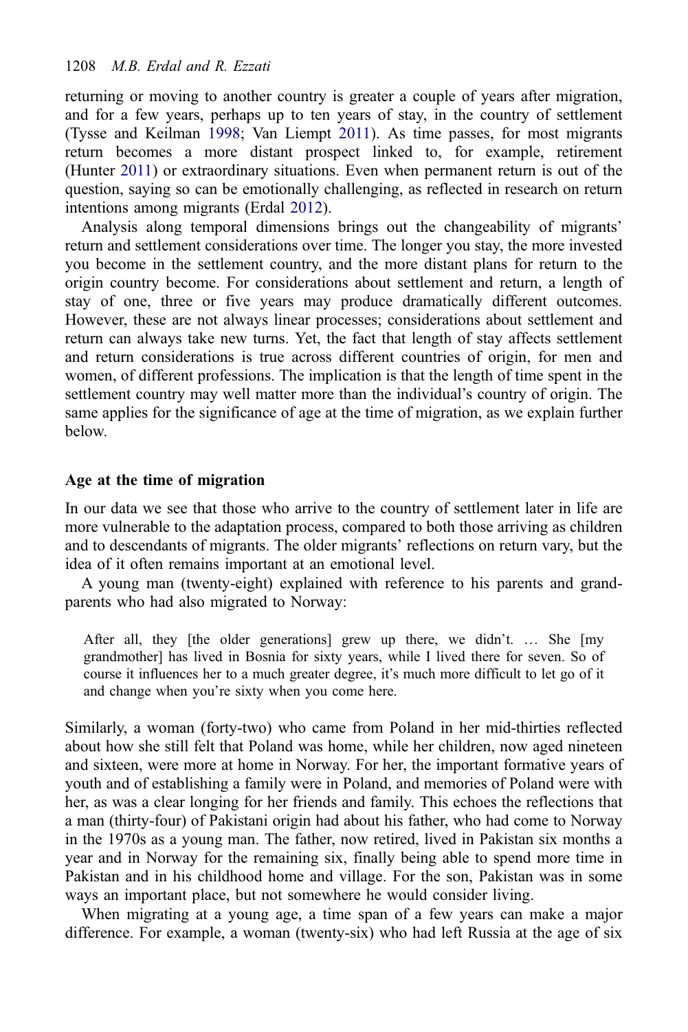returning or moving to another country is greater a couple of years after migration, and for a few years, perhaps up to ten years of stay, in the country of settlement (Tysse and Keilman 1998; Van Liempt 2011). As time passes, for most migrants return becomes a more distant prospect linked to, for example, retirement (Hunter 2011) or extraordinary situations. Even when permanent return is out of the question, saying so can be emotionally challenging, as reflected in research on return intentions among migrants (Erdal 2012).

Analysis along temporal dimensions brings out the changeability of migrants' return and settlement considerations over time. The longer you stay, the more invested you become in the settlement country, and the more distant plans for return to the origin country become. For considerations about settlement and return, a length of stay of one, three or five years may produce dramatically different outcomes. However, these are not always linear processes; considerations about settlement and return can always take new turns. Yet, the fact that length of stay affects settlement and return considerations is true across different countries of origin, for men and women, of different professions. The implication is that the length of time spent in the settlement country may well matter more than the individual's country of origin. The same applies for the significance of age at the time of migration, as we explain further below.

### Age at the time of migration

In our data we see that those who arrive to the country of settlement later in life are more vulnerable to the adaptation process, compared to both those arriving as children and to descendants of migrants. The older migrants' reflections on return vary, but the idea of it often remains important at an emotional level.

A young man (twenty-eight) explained with reference to his parents and grandparents who had also migrated to Norway:

> After all, they [the older generations] grew up there, we didn't. … She [my grandmother] has lived in Bosnia for sixty years, while I lived there for seven. So of course it influences her to a much greater degree, it's much more difficult to let go of it and change when you're sixty when you come here.

Similarly, a woman (forty-two) who came from Poland in her mid-thirties reflected about how she still felt that Poland was home, while her children, now aged nineteen and sixteen, were more at home in Norway. For her, the important formative years of youth and of establishing a family were in Poland, and memories of Poland were with her, as was a clear longing for her friends and family. This echoes the reflections that a man (thirty-four) of Pakistani origin had about his father, who had come to Norway in the 1970s as a young man. The father, now retired, lived in Pakistan six months a year and in Norway for the remaining six, finally being able to spend more time in Pakistan and in his childhood home and village. For the son, Pakistan was in some ways an important place, but not somewhere he would consider living.

When migrating at a young age, a time span of a few years can make a major difference. For example, a woman (twenty-six) who had left Russia at the age of six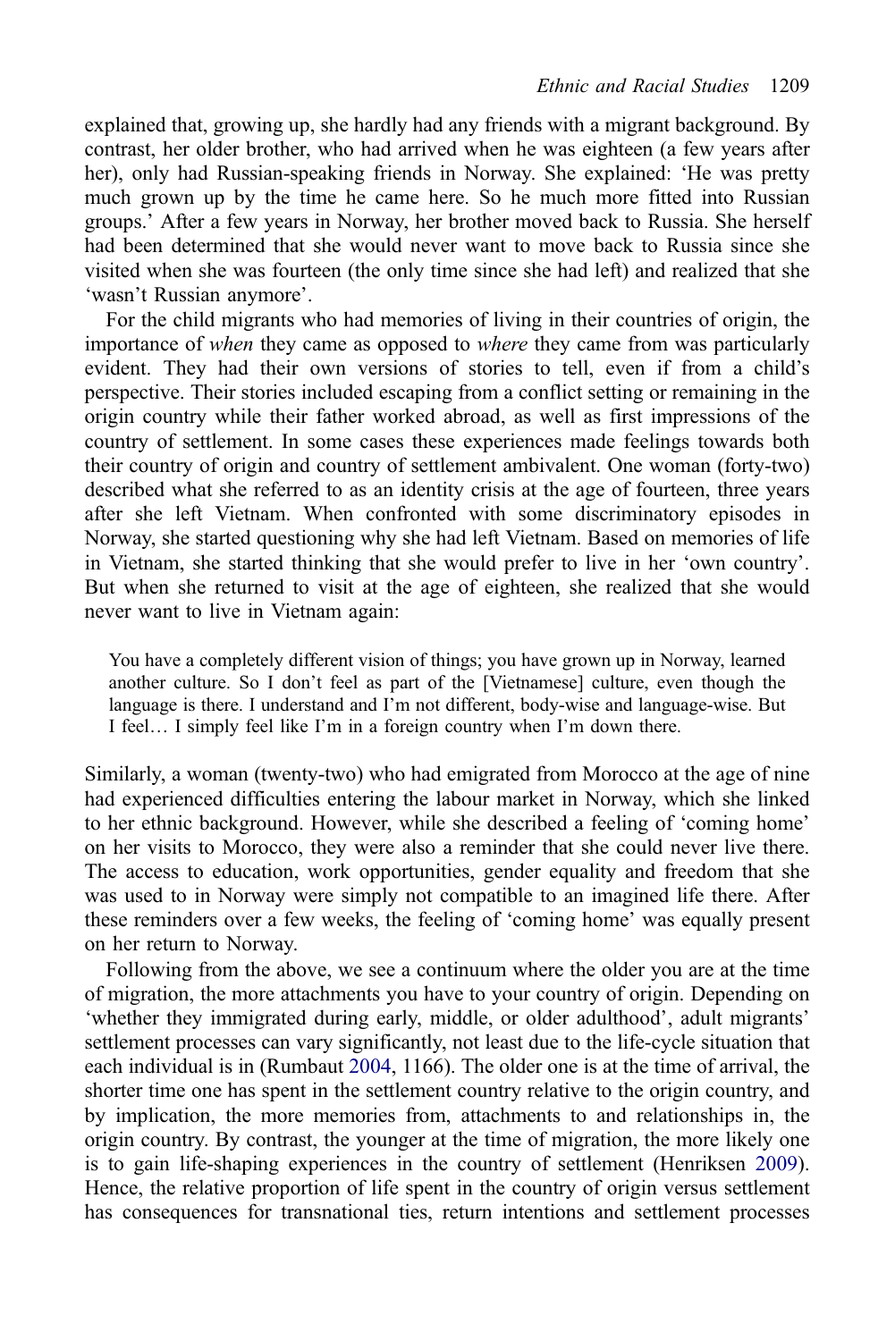explained that, growing up, she hardly had any friends with a migrant background. By contrast, her older brother, who had arrived when he was eighteen (a few years after her), only had Russian-speaking friends in Norway. She explained: 'He was pretty much grown up by the time he came here. So he much more fitted into Russian groups.' After a few years in Norway, her brother moved back to Russia. She herself had been determined that she would never want to move back to Russia since she visited when she was fourteen (the only time since she had left) and realized that she 'wasn't Russian anymore'.

For the child migrants who had memories of living in their countries of origin, the importance of *when* they came as opposed to *where* they came from was particularly evident. They had their own versions of stories to tell, even if from a child's perspective. Their stories included escaping from a conflict setting or remaining in the origin country while their father worked abroad, as well as first impressions of the country of settlement. In some cases these experiences made feelings towards both their country of origin and country of settlement ambivalent. One woman (forty-two) described what she referred to as an identity crisis at the age of fourteen, three years after she left Vietnam. When confronted with some discriminatory episodes in Norway, she started questioning why she had left Vietnam. Based on memories of life in Vietnam, she started thinking that she would prefer to live in her 'own country'. But when she returned to visit at the age of eighteen, she realized that she would never want to live in Vietnam again:

> You have a completely different vision of things; you have grown up in Norway, learned another culture. So I don't feel as part of the [Vietnamese] culture, even though the language is there. I understand and I'm not different, body-wise and language-wise. But I feel… I simply feel like I'm in a foreign country when I'm down there.

Similarly, a woman (twenty-two) who had emigrated from Morocco at the age of nine had experienced difficulties entering the labour market in Norway, which she linked to her ethnic background. However, while she described a feeling of 'coming home' on her visits to Morocco, they were also a reminder that she could never live there. The access to education, work opportunities, gender equality and freedom that she was used to in Norway were simply not compatible to an imagined life there. After these reminders over a few weeks, the feeling of 'coming home' was equally present on her return to Norway.

Following from the above, we see a continuum where the older you are at the time of migration, the more attachments you have to your country of origin. Depending on 'whether they immigrated during early, middle, or older adulthood', adult migrants' settlement processes can vary significantly, not least due to the life-cycle situation that each individual is in (Rumbaut 2004, 1166). The older one is at the time of arrival, the shorter time one has spent in the settlement country relative to the origin country, and by implication, the more memories from, attachments to and relationships in, the origin country. By contrast, the younger at the time of migration, the more likely one is to gain life-shaping experiences in the country of settlement (Henriksen 2009). Hence, the relative proportion of life spent in the country of origin versus settlement has consequences for transnational ties, return intentions and settlement processes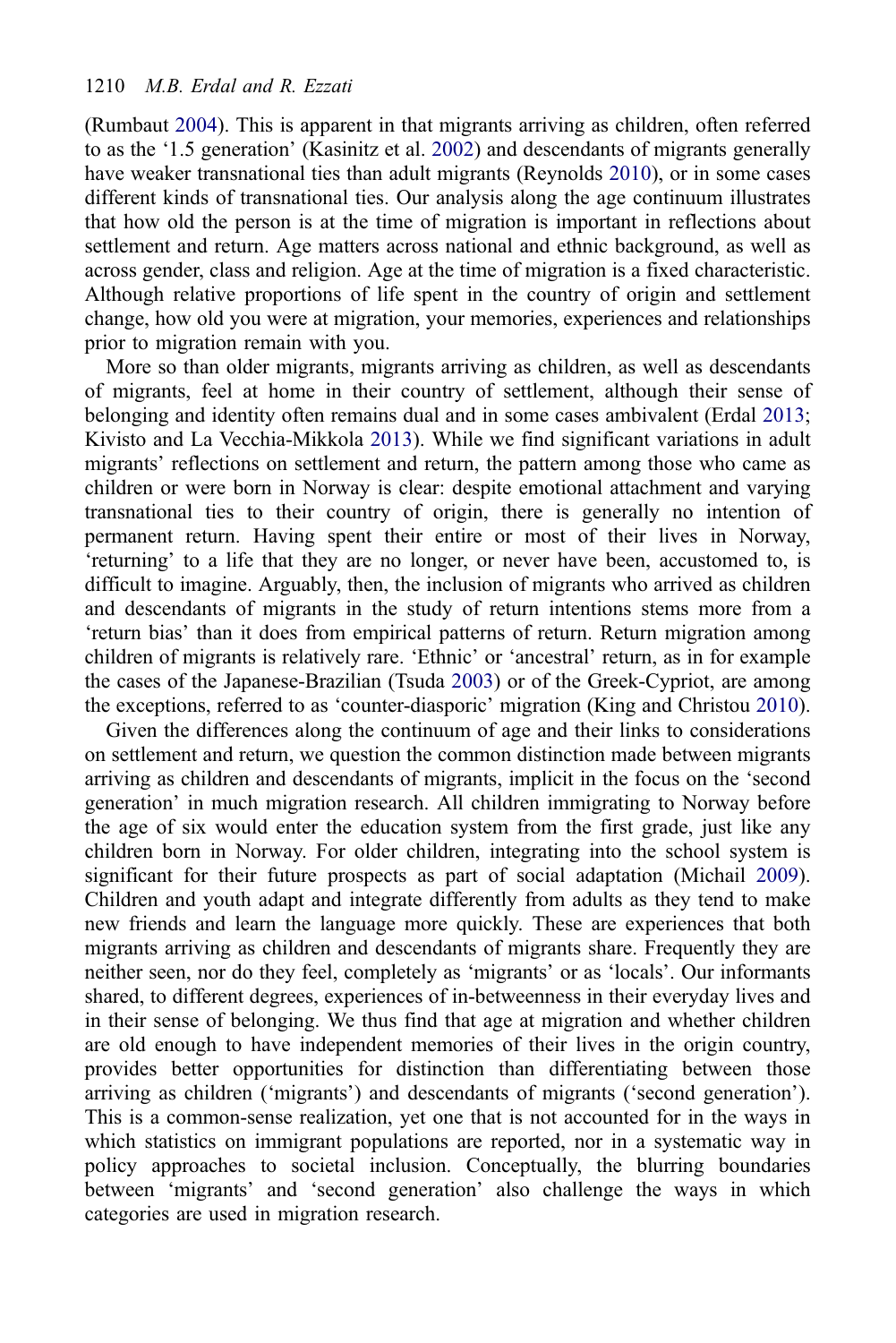(Rumbaut 2004). This is apparent in that migrants arriving as children, often referred to as the '1.5 generation' (Kasinitz et al. 2002) and descendants of migrants generally have weaker transnational ties than adult migrants (Reynolds 2010), or in some cases different kinds of transnational ties. Our analysis along the age continuum illustrates that how old the person is at the time of migration is important in reflections about settlement and return. Age matters across national and ethnic background, as well as across gender, class and religion. Age at the time of migration is a fixed characteristic. Although relative proportions of life spent in the country of origin and settlement change, how old you were at migration, your memories, experiences and relationships prior to migration remain with you.

More so than older migrants, migrants arriving as children, as well as descendants of migrants, feel at home in their country of settlement, although their sense of belonging and identity often remains dual and in some cases ambivalent (Erdal 2013; Kivisto and La Vecchia-Mikkola 2013). While we find significant variations in adult migrants' reflections on settlement and return, the pattern among those who came as children or were born in Norway is clear: despite emotional attachment and varying transnational ties to their country of origin, there is generally no intention of permanent return. Having spent their entire or most of their lives in Norway, 'returning' to a life that they are no longer, or never have been, accustomed to, is difficult to imagine. Arguably, then, the inclusion of migrants who arrived as children and descendants of migrants in the study of return intentions stems more from a 'return bias' than it does from empirical patterns of return. Return migration among children of migrants is relatively rare. 'Ethnic' or 'ancestral' return, as in for example the cases of the Japanese-Brazilian (Tsuda 2003) or of the Greek-Cypriot, are among the exceptions, referred to as 'counter-diasporic' migration (King and Christou 2010).

Given the differences along the continuum of age and their links to considerations on settlement and return, we question the common distinction made between migrants arriving as children and descendants of migrants, implicit in the focus on the 'second generation' in much migration research. All children immigrating to Norway before the age of six would enter the education system from the first grade, just like any children born in Norway. For older children, integrating into the school system is significant for their future prospects as part of social adaptation (Michail 2009). Children and youth adapt and integrate differently from adults as they tend to make new friends and learn the language more quickly. These are experiences that both migrants arriving as children and descendants of migrants share. Frequently they are neither seen, nor do they feel, completely as 'migrants' or as 'locals'. Our informants shared, to different degrees, experiences of in-betweenness in their everyday lives and in their sense of belonging. We thus find that age at migration and whether children are old enough to have independent memories of their lives in the origin country, provides better opportunities for distinction than differentiating between those arriving as children ('migrants') and descendants of migrants ('second generation'). This is a common-sense realization, yet one that is not accounted for in the ways in which statistics on immigrant populations are reported, nor in a systematic way in policy approaches to societal inclusion. Conceptually, the blurring boundaries between 'migrants' and 'second generation' also challenge the ways in which categories are used in migration research.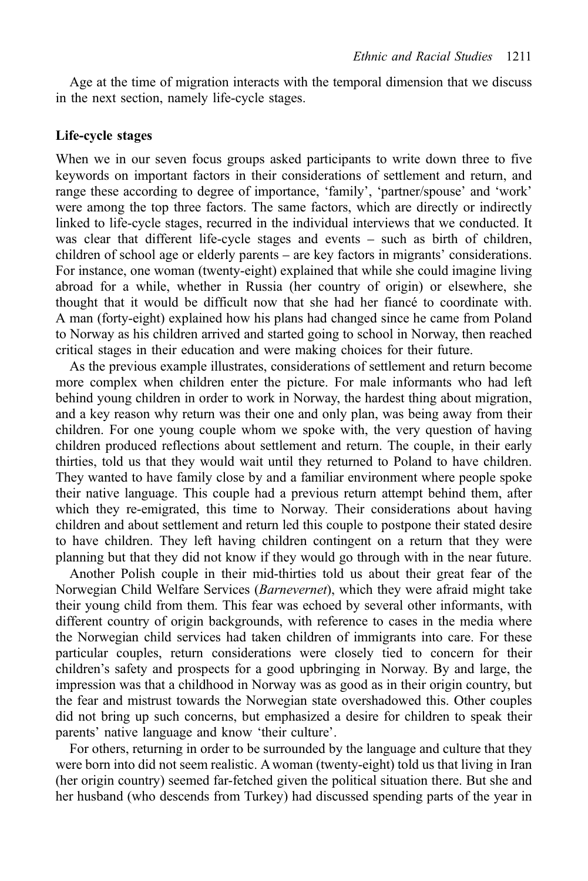Age at the time of migration interacts with the temporal dimension that we discuss in the next section, namely life-cycle stages.

### Life-cycle stages

When we in our seven focus groups asked participants to write down three to five keywords on important factors in their considerations of settlement and return, and range these according to degree of importance, 'family', 'partner/spouse' and 'work' were among the top three factors. The same factors, which are directly or indirectly linked to life-cycle stages, recurred in the individual interviews that we conducted. It was clear that different life-cycle stages and events – such as birth of children, children of school age or elderly parents – are key factors in migrants' considerations. For instance, one woman (twenty-eight) explained that while she could imagine living abroad for a while, whether in Russia (her country of origin) or elsewhere, she thought that it would be difficult now that she had her fiancé to coordinate with. A man (forty-eight) explained how his plans had changed since he came from Poland to Norway as his children arrived and started going to school in Norway, then reached critical stages in their education and were making choices for their future.

As the previous example illustrates, considerations of settlement and return become more complex when children enter the picture. For male informants who had left behind young children in order to work in Norway, the hardest thing about migration, and a key reason why return was their one and only plan, was being away from their children. For one young couple whom we spoke with, the very question of having children produced reflections about settlement and return. The couple, in their early thirties, told us that they would wait until they returned to Poland to have children. They wanted to have family close by and a familiar environment where people spoke their native language. This couple had a previous return attempt behind them, after which they re-emigrated, this time to Norway. Their considerations about having children and about settlement and return led this couple to postpone their stated desire to have children. They left having children contingent on a return that they were planning but that they did not know if they would go through with in the near future.

Another Polish couple in their mid-thirties told us about their great fear of the Norwegian Child Welfare Services (*Barnevernet*), which they were afraid might take their young child from them. This fear was echoed by several other informants, with different country of origin backgrounds, with reference to cases in the media where the Norwegian child services had taken children of immigrants into care. For these particular couples, return considerations were closely tied to concern for their children's safety and prospects for a good upbringing in Norway. By and large, the impression was that a childhood in Norway was as good as in their origin country, but the fear and mistrust towards the Norwegian state overshadowed this. Other couples did not bring up such concerns, but emphasized a desire for children to speak their parents' native language and know 'their culture'.

For others, returning in order to be surrounded by the language and culture that they were born into did not seem realistic. A woman (twenty-eight) told us that living in Iran (her origin country) seemed far-fetched given the political situation there. But she and her husband (who descends from Turkey) had discussed spending parts of the year in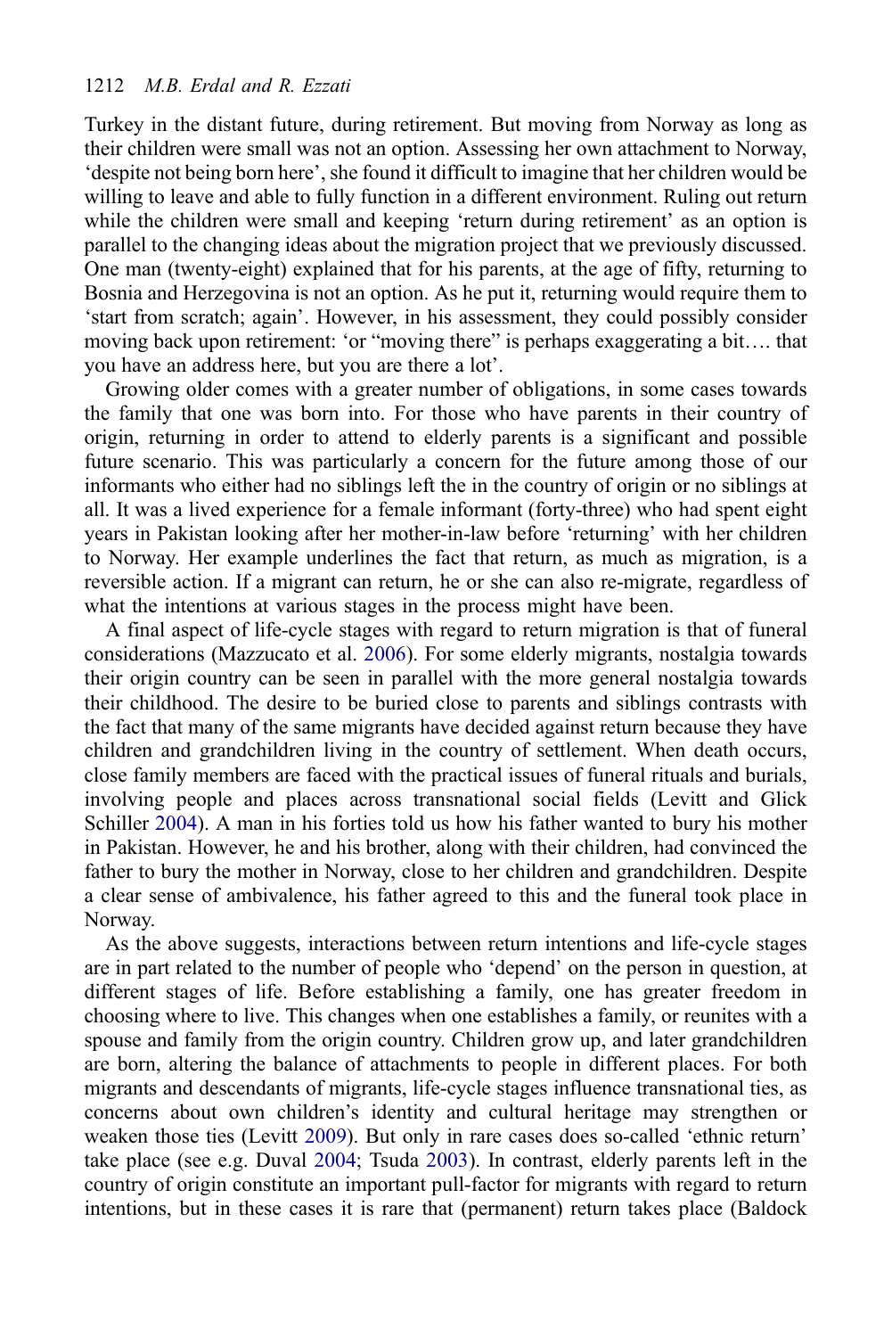Turkey in the distant future, during retirement. But moving from Norway as long as their children were small was not an option. Assessing her own attachment to Norway, 'despite not being born here', she found it difficult to imagine that her children would be willing to leave and able to fully function in a different environment. Ruling out return while the children were small and keeping 'return during retirement' as an option is parallel to the changing ideas about the migration project that we previously discussed. One man (twenty-eight) explained that for his parents, at the age of fifty, returning to Bosnia and Herzegovina is not an option. As he put it, returning would require them to 'start from scratch; again'. However, in his assessment, they could possibly consider moving back upon retirement: 'or "moving there" is perhaps exaggerating a bit…. that you have an address here, but you are there a lot'.

Growing older comes with a greater number of obligations, in some cases towards the family that one was born into. For those who have parents in their country of origin, returning in order to attend to elderly parents is a significant and possible future scenario. This was particularly a concern for the future among those of our informants who either had no siblings left the in the country of origin or no siblings at all. It was a lived experience for a female informant (forty-three) who had spent eight years in Pakistan looking after her mother-in-law before 'returning' with her children to Norway. Her example underlines the fact that return, as much as migration, is a reversible action. If a migrant can return, he or she can also re-migrate, regardless of what the intentions at various stages in the process might have been.

A final aspect of life-cycle stages with regard to return migration is that of funeral considerations (Mazzucato et al. 2006). For some elderly migrants, nostalgia towards their origin country can be seen in parallel with the more general nostalgia towards their childhood. The desire to be buried close to parents and siblings contrasts with the fact that many of the same migrants have decided against return because they have children and grandchildren living in the country of settlement. When death occurs, close family members are faced with the practical issues of funeral rituals and burials, involving people and places across transnational social fields (Levitt and Glick Schiller 2004). A man in his forties told us how his father wanted to bury his mother in Pakistan. However, he and his brother, along with their children, had convinced the father to bury the mother in Norway, close to her children and grandchildren. Despite a clear sense of ambivalence, his father agreed to this and the funeral took place in Norway.

As the above suggests, interactions between return intentions and life-cycle stages are in part related to the number of people who 'depend' on the person in question, at different stages of life. Before establishing a family, one has greater freedom in choosing where to live. This changes when one establishes a family, or reunites with a spouse and family from the origin country. Children grow up, and later grandchildren are born, altering the balance of attachments to people in different places. For both migrants and descendants of migrants, life-cycle stages influence transnational ties, as concerns about own children's identity and cultural heritage may strengthen or weaken those ties (Levitt 2009). But only in rare cases does so-called 'ethnic return' take place (see e.g. Duval 2004; Tsuda 2003). In contrast, elderly parents left in the country of origin constitute an important pull-factor for migrants with regard to return intentions, but in these cases it is rare that (permanent) return takes place (Baldock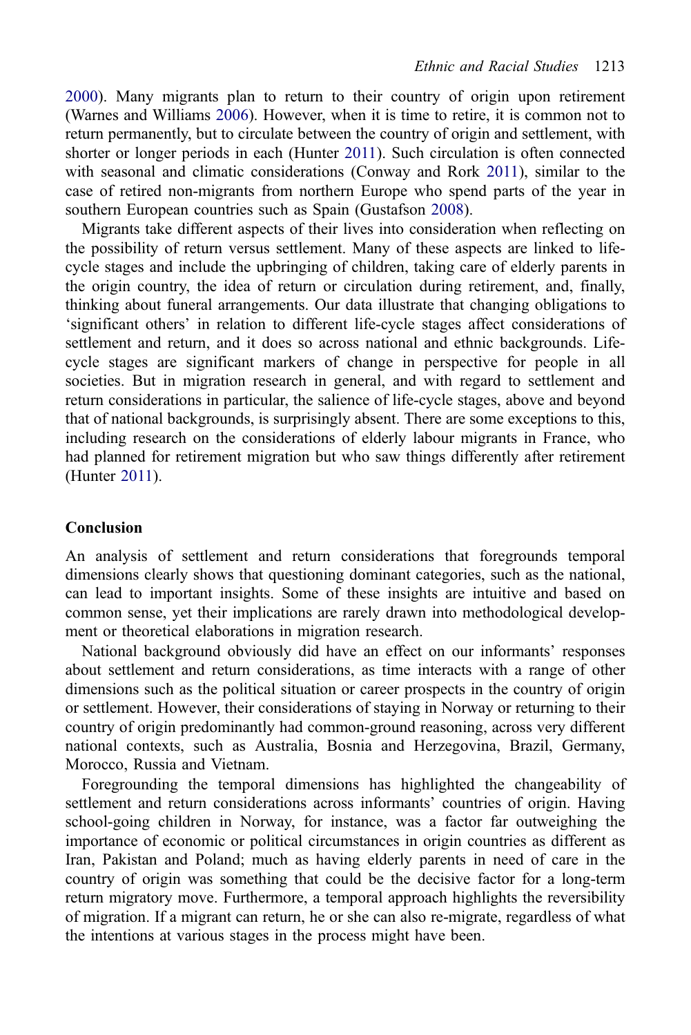2000). Many migrants plan to return to their country of origin upon retirement (Warnes and Williams 2006). However, when it is time to retire, it is common not to return permanently, but to circulate between the country of origin and settlement, with shorter or longer periods in each (Hunter 2011). Such circulation is often connected with seasonal and climatic considerations (Conway and Rork 2011), similar to the case of retired non-migrants from northern Europe who spend parts of the year in southern European countries such as Spain (Gustafson 2008).

Migrants take different aspects of their lives into consideration when reflecting on the possibility of return versus settlement. Many of these aspects are linked to life-cycle stages and include the upbringing of children, taking care of elderly parents in the origin country, the idea of return or circulation during retirement, and, finally, thinking about funeral arrangements. Our data illustrate that changing obligations to 'significant others' in relation to different life-cycle stages affect considerations of settlement and return, and it does so across national and ethnic backgrounds. Life-cycle stages are significant markers of change in perspective for people in all societies. But in migration research in general, and with regard to settlement and return considerations in particular, the salience of life-cycle stages, above and beyond that of national backgrounds, is surprisingly absent. There are some exceptions to this, including research on the considerations of elderly labour migrants in France, who had planned for retirement migration but who saw things differently after retirement (Hunter 2011).

## Conclusion

An analysis of settlement and return considerations that foregrounds temporal dimensions clearly shows that questioning dominant categories, such as the national, can lead to important insights. Some of these insights are intuitive and based on common sense, yet their implications are rarely drawn into methodological development or theoretical elaborations in migration research.

National background obviously did have an effect on our informants' responses about settlement and return considerations, as time interacts with a range of other dimensions such as the political situation or career prospects in the country of origin or settlement. However, their considerations of staying in Norway or returning to their country of origin predominantly had common-ground reasoning, across very different national contexts, such as Australia, Bosnia and Herzegovina, Brazil, Germany, Morocco, Russia and Vietnam.

Foregrounding the temporal dimensions has highlighted the changeability of settlement and return considerations across informants' countries of origin. Having school-going children in Norway, for instance, was a factor far outweighing the importance of economic or political circumstances in origin countries as different as Iran, Pakistan and Poland; much as having elderly parents in need of care in the country of origin was something that could be the decisive factor for a long-term return migratory move. Furthermore, a temporal approach highlights the reversibility of migration. If a migrant can return, he or she can also re-migrate, regardless of what the intentions at various stages in the process might have been.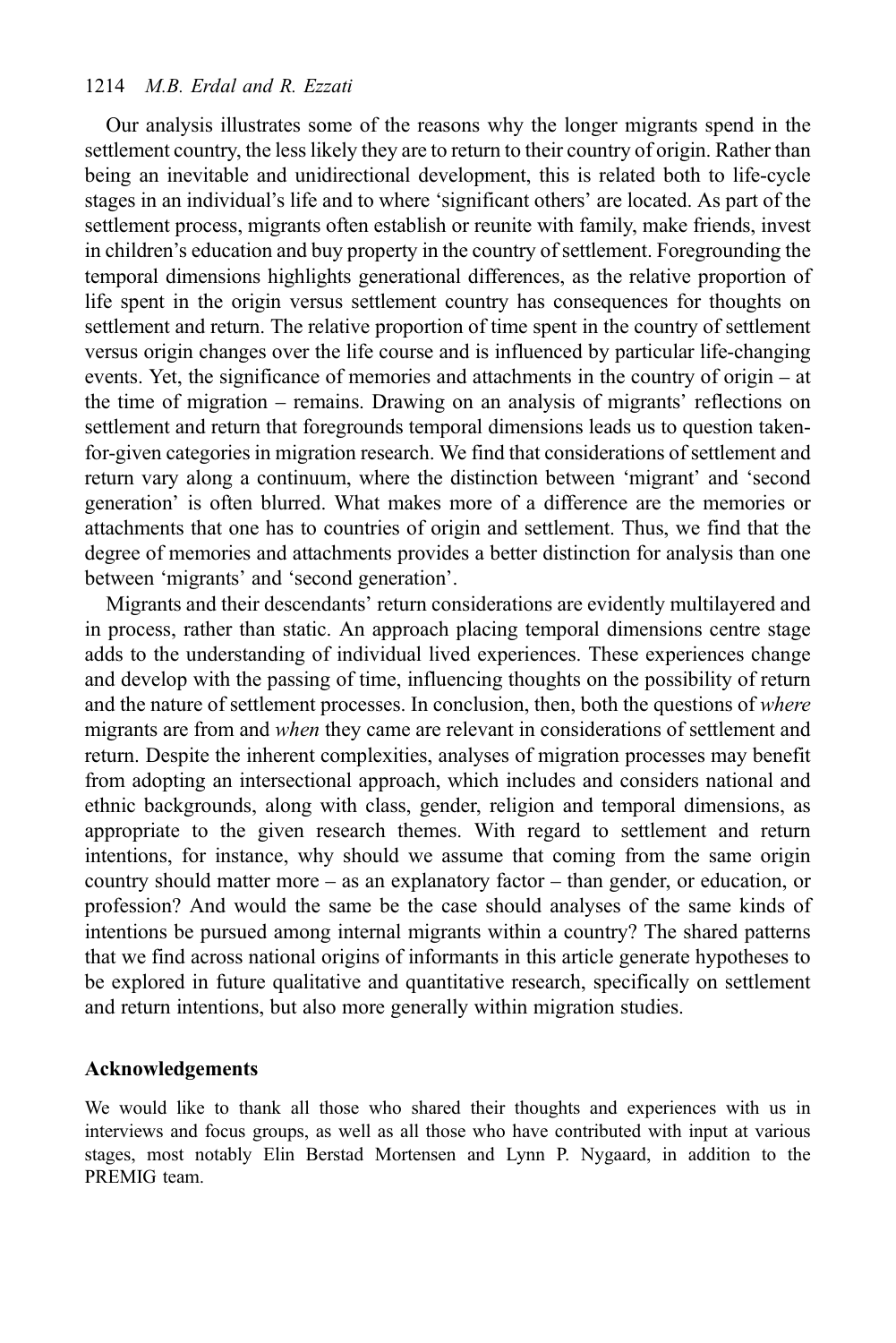Our analysis illustrates some of the reasons why the longer migrants spend in the settlement country, the less likely they are to return to their country of origin. Rather than being an inevitable and unidirectional development, this is related both to life-cycle stages in an individual's life and to where 'significant others' are located. As part of the settlement process, migrants often establish or reunite with family, make friends, invest in children's education and buy property in the country of settlement. Foregrounding the temporal dimensions highlights generational differences, as the relative proportion of life spent in the origin versus settlement country has consequences for thoughts on settlement and return. The relative proportion of time spent in the country of settlement versus origin changes over the life course and is influenced by particular life-changing events. Yet, the significance of memories and attachments in the country of origin – at the time of migration – remains. Drawing on an analysis of migrants' reflections on settlement and return that foregrounds temporal dimensions leads us to question taken-for-given categories in migration research. We find that considerations of settlement and return vary along a continuum, where the distinction between 'migrant' and 'second generation' is often blurred. What makes more of a difference are the memories or attachments that one has to countries of origin and settlement. Thus, we find that the degree of memories and attachments provides a better distinction for analysis than one between 'migrants' and 'second generation'.

Migrants and their descendants' return considerations are evidently multilayered and in process, rather than static. An approach placing temporal dimensions centre stage adds to the understanding of individual lived experiences. These experiences change and develop with the passing of time, influencing thoughts on the possibility of return and the nature of settlement processes. In conclusion, then, both the questions of *where* migrants are from and *when* they came are relevant in considerations of settlement and return. Despite the inherent complexities, analyses of migration processes may benefit from adopting an intersectional approach, which includes and considers national and ethnic backgrounds, along with class, gender, religion and temporal dimensions, as appropriate to the given research themes. With regard to settlement and return intentions, for instance, why should we assume that coming from the same origin country should matter more – as an explanatory factor – than gender, or education, or profession? And would the same be the case should analyses of the same kinds of intentions be pursued among internal migrants within a country? The shared patterns that we find across national origins of informants in this article generate hypotheses to be explored in future qualitative and quantitative research, specifically on settlement and return intentions, but also more generally within migration studies.

## Acknowledgements

We would like to thank all those who shared their thoughts and experiences with us in interviews and focus groups, as well as all those who have contributed with input at various stages, most notably Elin Berstad Mortensen and Lynn P. Nygaard, in addition to the PREMIG team.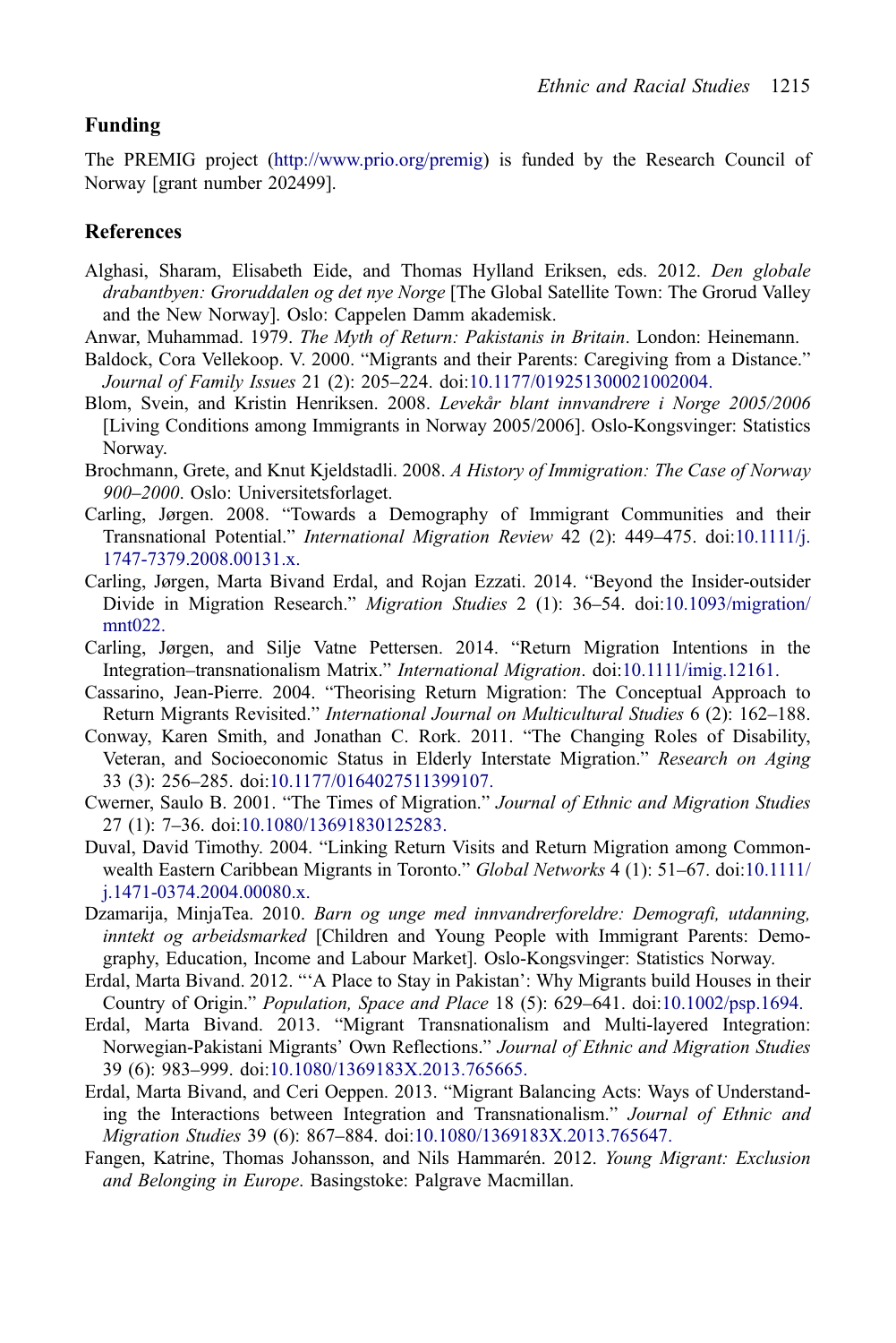## Funding

The PREMIG project (http://www.prio.org/premig) is funded by the Research Council of Norway [grant number 202499].

## References

Alghasi, Sharam, Elisabeth Eide, and Thomas Hylland Eriksen, eds. 2012. *Den globale drabantbyen: Groruddalen og det nye Norge* [The Global Satellite Town: The Grorud Valley and the New Norway]. Oslo: Cappelen Damm akademisk.

Anwar, Muhammad. 1979. *The Myth of Return: Pakistanis in Britain*. London: Heinemann.

Baldock, Cora Vellekoop. V. 2000. "Migrants and their Parents: Caregiving from a Distance." *Journal of Family Issues* 21 (2): 205–224. doi:10.1177/019251300021002004.

Blom, Svein, and Kristin Henriksen. 2008. *Levekår blant innvandrere i Norge 2005/2006* [Living Conditions among Immigrants in Norway 2005/2006]. Oslo-Kongsvinger: Statistics Norway.

Brochmann, Grete, and Knut Kjeldstadli. 2008. *A History of Immigration: The Case of Norway 900–2000*. Oslo: Universitetsforlaget.

Carling, Jørgen. 2008. "Towards a Demography of Immigrant Communities and their Transnational Potential." *International Migration Review* 42 (2): 449–475. doi:10.1111/j.1747-7379.2008.00131.x.

Carling, Jørgen, Marta Bivand Erdal, and Rojan Ezzati. 2014. "Beyond the Insider-outsider Divide in Migration Research." *Migration Studies* 2 (1): 36–54. doi:10.1093/migration/mnt022.

Carling, Jørgen, and Silje Vatne Pettersen. 2014. "Return Migration Intentions in the Integration–transnationalism Matrix." *International Migration*. doi:10.1111/imig.12161.

Cassarino, Jean-Pierre. 2004. "Theorising Return Migration: The Conceptual Approach to Return Migrants Revisited." *International Journal on Multicultural Studies* 6 (2): 162–188.

Conway, Karen Smith, and Jonathan C. Rork. 2011. "The Changing Roles of Disability, Veteran, and Socioeconomic Status in Elderly Interstate Migration." *Research on Aging* 33 (3): 256–285. doi:10.1177/0164027511399107.

Cwerner, Saulo B. 2001. "The Times of Migration." *Journal of Ethnic and Migration Studies* 27 (1): 7–36. doi:10.1080/13691830125283.

Duval, David Timothy. 2004. "Linking Return Visits and Return Migration among Commonwealth Eastern Caribbean Migrants in Toronto." *Global Networks* 4 (1): 51–67. doi:10.1111/j.1471-0374.2004.00080.x.

Dzamarija, MinjaTea. 2010. *Barn og unge med innvandrerforeldre: Demografi, utdanning, inntekt og arbeidsmarked* [Children and Young People with Immigrant Parents: Demography, Education, Income and Labour Market]. Oslo-Kongsvinger: Statistics Norway.

Erdal, Marta Bivand. 2012. "'A Place to Stay in Pakistan': Why Migrants build Houses in their Country of Origin." *Population, Space and Place* 18 (5): 629–641. doi:10.1002/psp.1694.

Erdal, Marta Bivand. 2013. "Migrant Transnationalism and Multi-layered Integration: Norwegian-Pakistani Migrants' Own Reflections." *Journal of Ethnic and Migration Studies* 39 (6): 983–999. doi:10.1080/1369183X.2013.765665.

Erdal, Marta Bivand, and Ceri Oeppen. 2013. "Migrant Balancing Acts: Ways of Understanding the Interactions between Integration and Transnationalism." *Journal of Ethnic and Migration Studies* 39 (6): 867–884. doi:10.1080/1369183X.2013.765647.

Fangen, Katrine, Thomas Johansson, and Nils Hammarén. 2012. *Young Migrant: Exclusion and Belonging in Europe*. Basingstoke: Palgrave Macmillan.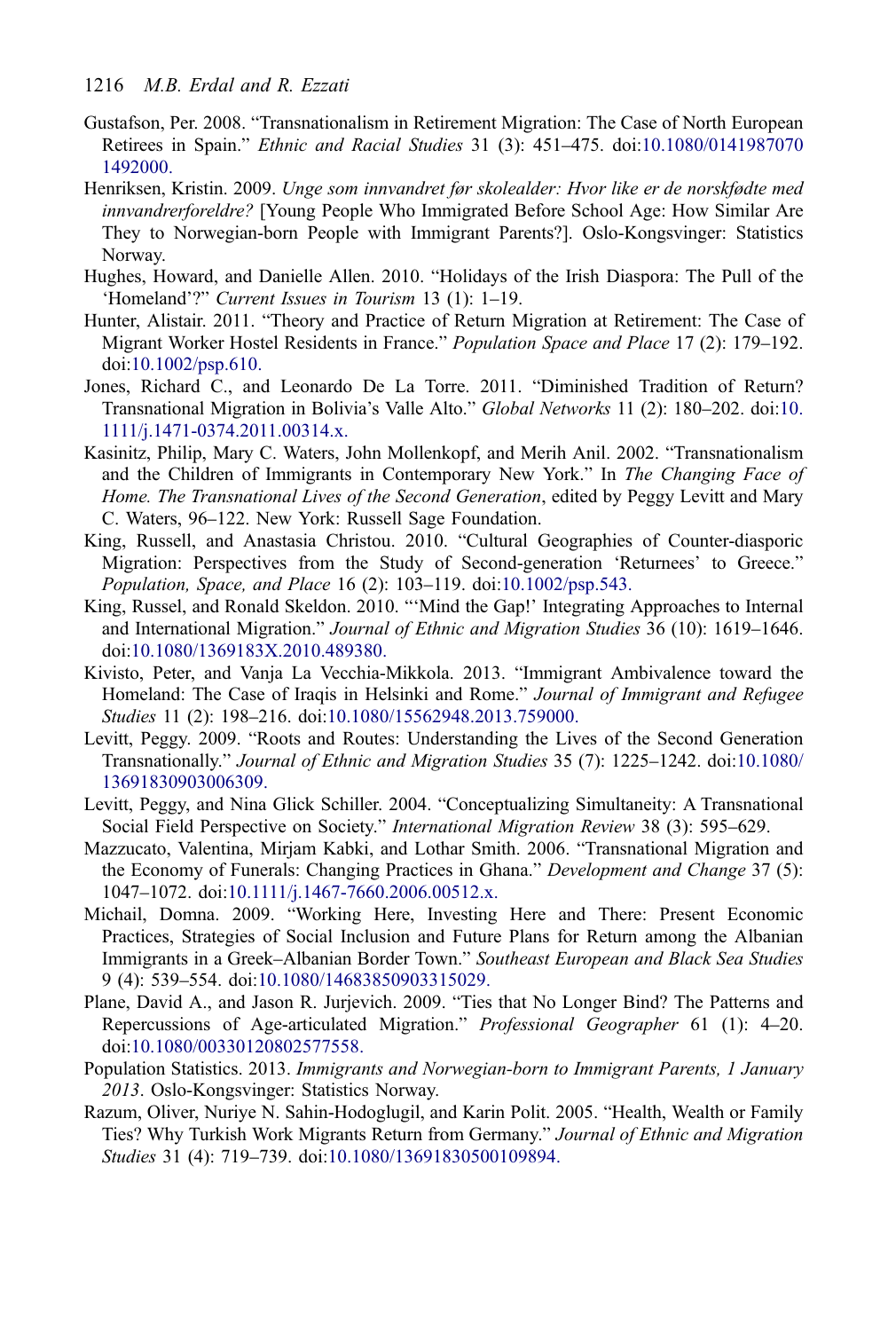Gustafson, Per. 2008. "Transnationalism in Retirement Migration: The Case of North European Retirees in Spain." *Ethnic and Racial Studies* 31 (3): 451–475. doi:10.1080/01419870701492000.

Henriksen, Kristin. 2009. *Unge som innvandret før skolealder: Hvor like er de norskfødte med innvandrerforeldre?* [Young People Who Immigrated Before School Age: How Similar Are They to Norwegian-born People with Immigrant Parents?]. Oslo-Kongsvinger: Statistics Norway.

Hughes, Howard, and Danielle Allen. 2010. "Holidays of the Irish Diaspora: The Pull of the 'Homeland'?" *Current Issues in Tourism* 13 (1): 1–19.

Hunter, Alistair. 2011. "Theory and Practice of Return Migration at Retirement: The Case of Migrant Worker Hostel Residents in France." *Population Space and Place* 17 (2): 179–192. doi:10.1002/psp.610.

Jones, Richard C., and Leonardo De La Torre. 2011. "Diminished Tradition of Return? Transnational Migration in Bolivia's Valle Alto." *Global Networks* 11 (2): 180–202. doi:10.1111/j.1471-0374.2011.00314.x.

Kasinitz, Philip, Mary C. Waters, John Mollenkopf, and Merih Anil. 2002. "Transnationalism and the Children of Immigrants in Contemporary New York." In *The Changing Face of Home. The Transnational Lives of the Second Generation*, edited by Peggy Levitt and Mary C. Waters, 96–122. New York: Russell Sage Foundation.

King, Russell, and Anastasia Christou. 2010. "Cultural Geographies of Counter-diasporic Migration: Perspectives from the Study of Second-generation 'Returnees' to Greece." *Population, Space, and Place* 16 (2): 103–119. doi:10.1002/psp.543.

King, Russel, and Ronald Skeldon. 2010. "'Mind the Gap!' Integrating Approaches to Internal and International Migration." *Journal of Ethnic and Migration Studies* 36 (10): 1619–1646. doi:10.1080/1369183X.2010.489380.

Kivisto, Peter, and Vanja La Vecchia-Mikkola. 2013. "Immigrant Ambivalence toward the Homeland: The Case of Iraqis in Helsinki and Rome." *Journal of Immigrant and Refugee Studies* 11 (2): 198–216. doi:10.1080/15562948.2013.759000.

Levitt, Peggy. 2009. "Roots and Routes: Understanding the Lives of the Second Generation Transnationally." *Journal of Ethnic and Migration Studies* 35 (7): 1225–1242. doi:10.1080/13691830903006309.

Levitt, Peggy, and Nina Glick Schiller. 2004. "Conceptualizing Simultaneity: A Transnational Social Field Perspective on Society." *International Migration Review* 38 (3): 595–629.

Mazzucato, Valentina, Mirjam Kabki, and Lothar Smith. 2006. "Transnational Migration and the Economy of Funerals: Changing Practices in Ghana." *Development and Change* 37 (5): 1047–1072. doi:10.1111/j.1467-7660.2006.00512.x.

Michail, Domna. 2009. "Working Here, Investing Here and There: Present Economic Practices, Strategies of Social Inclusion and Future Plans for Return among the Albanian Immigrants in a Greek–Albanian Border Town." *Southeast European and Black Sea Studies* 9 (4): 539–554. doi:10.1080/14683850903315029.

Plane, David A., and Jason R. Jurjevich. 2009. "Ties that No Longer Bind? The Patterns and Repercussions of Age-articulated Migration." *Professional Geographer* 61 (1): 4–20. doi:10.1080/00330120802577558.

Population Statistics. 2013. *Immigrants and Norwegian-born to Immigrant Parents, 1 January 2013*. Oslo-Kongsvinger: Statistics Norway.

Razum, Oliver, Nuriye N. Sahin-Hodoglugil, and Karin Polit. 2005. "Health, Wealth or Family Ties? Why Turkish Work Migrants Return from Germany." *Journal of Ethnic and Migration Studies* 31 (4): 719–739. doi:10.1080/13691830500109894.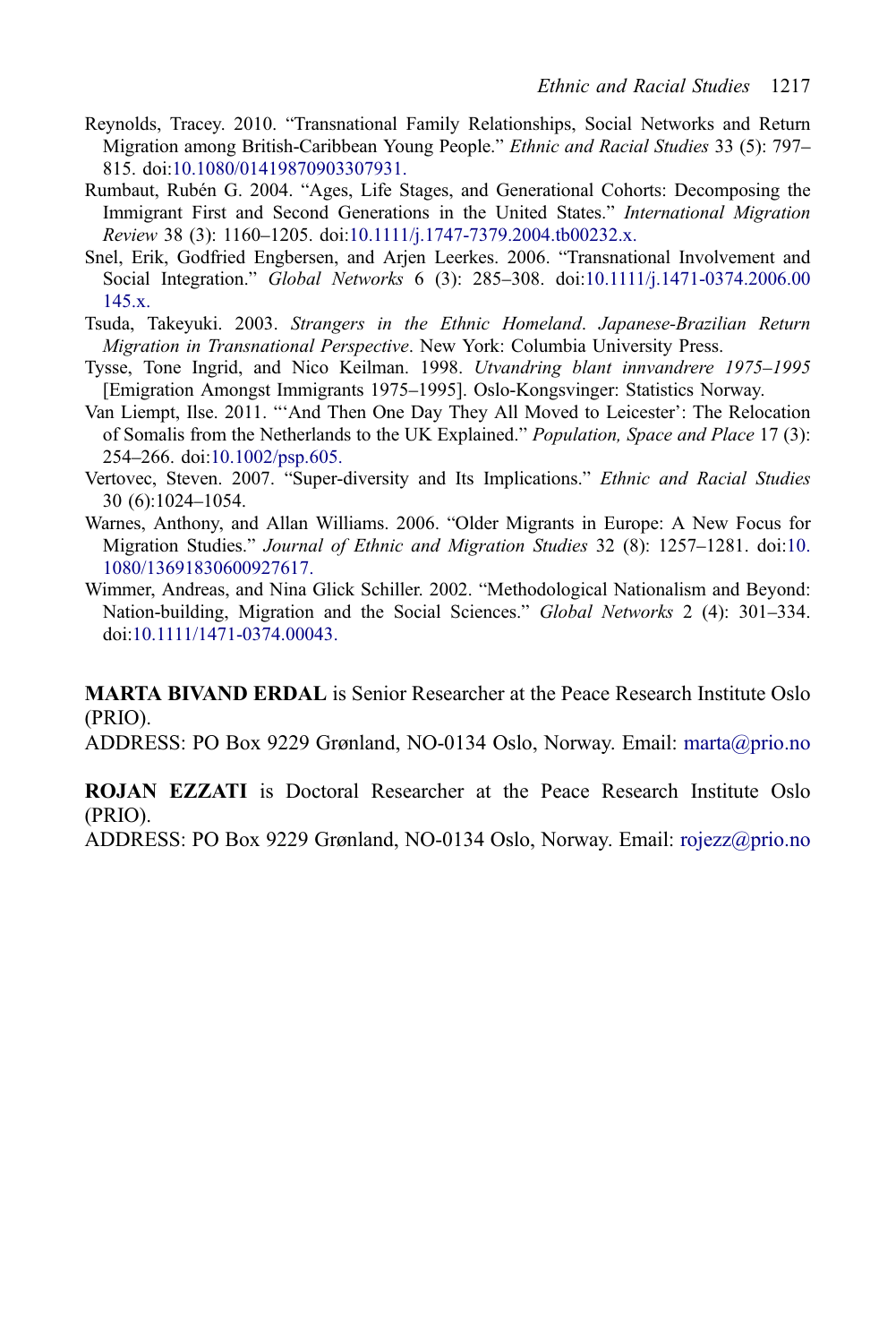Reynolds, Tracey. 2010. "Transnational Family Relationships, Social Networks and Return Migration among British-Caribbean Young People." *Ethnic and Racial Studies* 33 (5): 797–815. doi:10.1080/01419870903307931.

Rumbaut, Rubén G. 2004. "Ages, Life Stages, and Generational Cohorts: Decomposing the Immigrant First and Second Generations in the United States." *International Migration Review* 38 (3): 1160–1205. doi:10.1111/j.1747-7379.2004.tb00232.x.

Snel, Erik, Godfried Engbersen, and Arjen Leerkes. 2006. "Transnational Involvement and Social Integration." *Global Networks* 6 (3): 285–308. doi:10.1111/j.1471-0374.2006.00145.x.

Tsuda, Takeyuki. 2003. *Strangers in the Ethnic Homeland*. *Japanese-Brazilian Return Migration in Transnational Perspective*. New York: Columbia University Press.

Tysse, Tone Ingrid, and Nico Keilman. 1998. *Utvandring blant innvandrere 1975–1995* [Emigration Amongst Immigrants 1975–1995]. Oslo-Kongsvinger: Statistics Norway.

Van Liempt, Ilse. 2011. "'And Then One Day They All Moved to Leicester': The Relocation of Somalis from the Netherlands to the UK Explained." *Population, Space and Place* 17 (3): 254–266. doi:10.1002/psp.605.

Vertovec, Steven. 2007. "Super-diversity and Its Implications." *Ethnic and Racial Studies* 30 (6):1024–1054.

Warnes, Anthony, and Allan Williams. 2006. "Older Migrants in Europe: A New Focus for Migration Studies." *Journal of Ethnic and Migration Studies* 32 (8): 1257–1281. doi:10.1080/13691830600927617.

Wimmer, Andreas, and Nina Glick Schiller. 2002. "Methodological Nationalism and Beyond: Nation-building, Migration and the Social Sciences." *Global Networks* 2 (4): 301–334. doi:10.1111/1471-0374.00043.

**MARTA BIVAND ERDAL** is Senior Researcher at the Peace Research Institute Oslo (PRIO).
ADDRESS: PO Box 9229 Grønland, NO-0134 Oslo, Norway. Email: marta@prio.no

**ROJAN EZZATI** is Doctoral Researcher at the Peace Research Institute Oslo (PRIO).
ADDRESS: PO Box 9229 Grønland, NO-0134 Oslo, Norway. Email: rojezz@prio.no